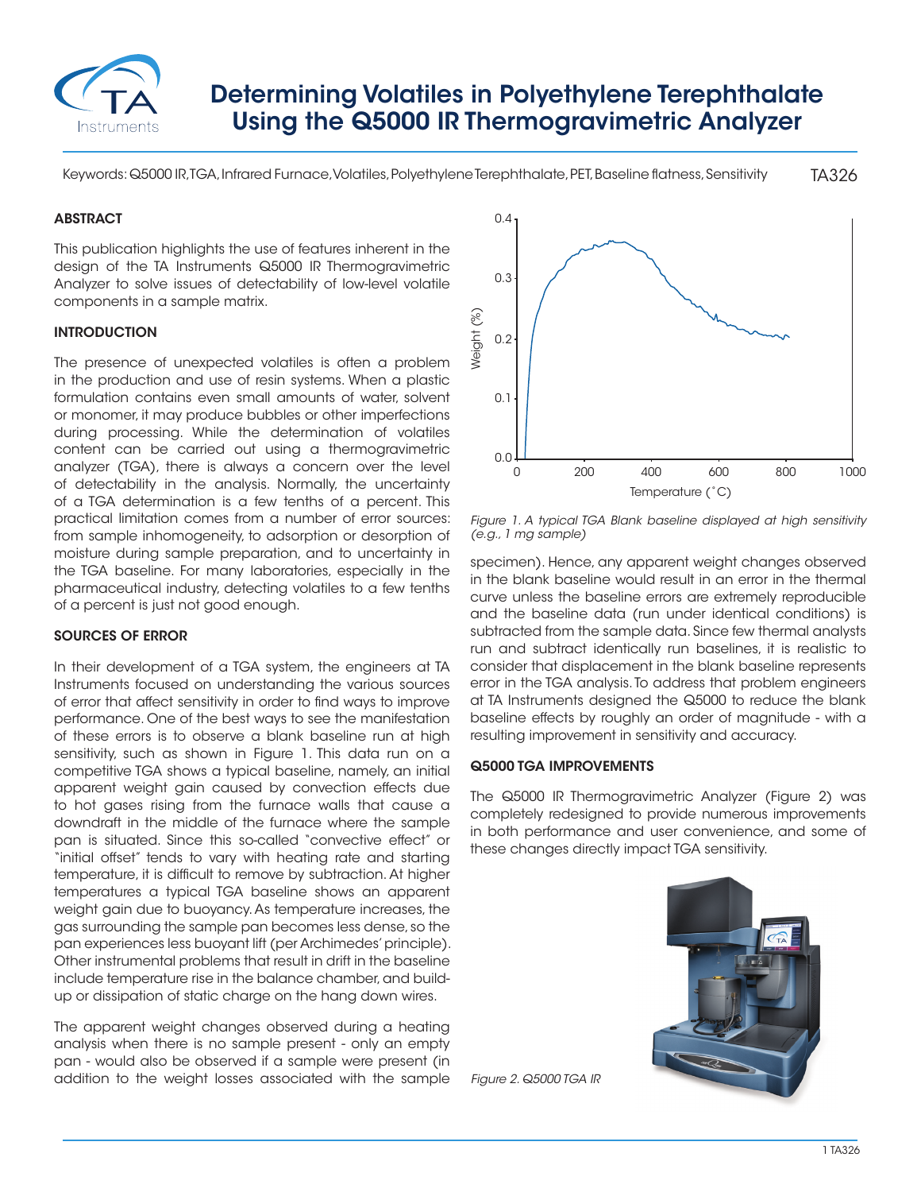# Determining Volatiles in Polyethylene Terephthalate Using the Q5000 IR Thermogravimetric Analyzer

Keywords: Q5000 IR, TGA, Infrared Furnace, Volatiles, Polyethylene Terephthalate, PET, Baseline flatness, Sensitivity

TA326

## ABSTRACT

This publication highlights the use of features inherent in the design of the TA Instruments Q5000 IR Thermogravimetric Analyzer to solve issues of detectability of low-level volatile components in a sample matrix.

## INTRODUCTION

The presence of unexpected volatiles is often a problem in the production and use of resin systems. When a plastic formulation contains even small amounts of water, solvent or monomer, it may produce bubbles or other imperfections during processing. While the determination of volatiles content can be carried out using a thermogravimetric analyzer (TGA), there is always a concern over the level of detectability in the analysis. Normally, the uncertainty of a TGA determination is a few tenths of a percent. This practical limitation comes from a number of error sources: from sample inhomogeneity, to adsorption or desorption of moisture during sample preparation, and to uncertainty in the TGA baseline. For many laboratories, especially in the pharmaceutical industry, detecting volatiles to a few tenths of a percent is just not good enough.

## SOURCES OF ERROR

In their development of a TGA system, the engineers at TA Instruments focused on understanding the various sources of error that affect sensitivity in order to find ways to improve performance. One of the best ways to see the manifestation of these errors is to observe a blank baseline run at high sensitivity, such as shown in Figure 1. This data run on a competitive TGA shows a typical baseline, namely, an initial apparent weight gain caused by convection effects due to hot gases rising from the furnace walls that cause a downdraft in the middle of the furnace where the sample pan is situated. Since this so-called "convective effect" or "initial offset" tends to vary with heating rate and starting temperature, it is difficult to remove by subtraction. At higher temperatures a typical TGA baseline shows an apparent weight gain due to buoyancy. As temperature increases, the gas surrounding the sample pan becomes less dense, so the pan experiences less buoyant lift (per Archimedes' principle). Other instrumental problems that result in drift in the baseline include temperature rise in the balance chamber, and build-up or dissipation of static charge on the hang down wires.

The apparent weight changes observed during a heating analysis when there is no sample present - only an empty pan - would also be observed if a sample were present (in addition to the weight losses associated with the sample specimen). Hence, any apparent weight changes observed in the blank baseline would result in an error in the thermal curve unless the baseline errors are extremely reproducible and the baseline data (run under identical conditions) is subtracted from the sample data. Since few thermal analysts run and subtract identically run baselines, it is realistic to consider that displacement in the blank baseline represents error in the TGA analysis. To address that problem engineers at TA Instruments designed the Q5000 to reduce the blank baseline effects by roughly an order of magnitude - with a resulting improvement in sensitivity and accuracy.

*Figure 1. A typical TGA Blank baseline displayed at high sensitivity (e.g., 1 mg sample)*

## Q5000 TGA IMPROVEMENTS

The Q5000 IR Thermogravimetric Analyzer (Figure 2) was completely redesigned to provide numerous improvements in both performance and user convenience, and some of these changes directly impact TGA sensitivity.

*Figure 2. Q5000 TGA IR*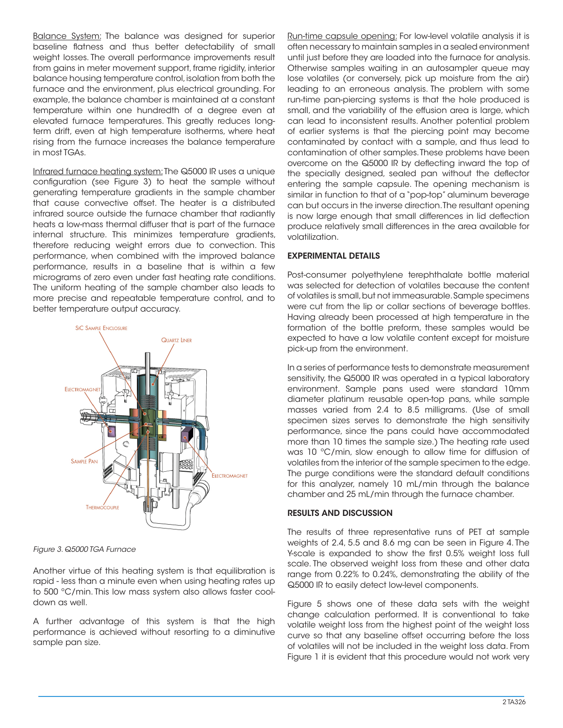Balance System: The balance was designed for superior baseline flatness and thus better detectability of small weight losses. The overall performance improvements result from gains in meter movement support, frame rigidity, interior balance housing temperature control, isolation from both the furnace and the environment, plus electrical grounding. For example, the balance chamber is maintained at a constant temperature within one hundredth of a degree even at elevated furnace temperatures. This greatly reduces long-term drift, even at high temperature isotherms, where heat rising from the furnace increases the balance temperature in most TGAs.

Infrared furnace heating system: The Q5000 IR uses a unique configuration (see Figure 3) to heat the sample without generating temperature gradients in the sample chamber that cause convective offset. The heater is a distributed infrared source outside the furnace chamber that radiantly heats a low-mass thermal diffuser that is part of the furnace internal structure. This minimizes temperature gradients, therefore reducing weight errors due to convection. This performance, when combined with the improved balance performance, results in a baseline that is within a few micrograms of zero even under fast heating rate conditions. The uniform heating of the sample chamber also leads to more precise and repeatable temperature control, and to better temperature output accuracy.

*Figure 3. Q5000 TGA Furnace*

Another virtue of this heating system is that equilibration is rapid - less than a minute even when using heating rates up to 500 °C/min. This low mass system also allows faster cool-down as well.

A further advantage of this system is that the high performance is achieved without resorting to a diminutive sample pan size.

Run-time capsule opening: For low-level volatile analysis it is often necessary to maintain samples in a sealed environment until just before they are loaded into the furnace for analysis. Otherwise samples waiting in an autosampler queue may lose volatiles (or conversely, pick up moisture from the air) leading to an erroneous analysis. The problem with some run-time pan-piercing systems is that the hole produced is small, and the variability of the effusion area is large, which can lead to inconsistent results. Another potential problem of earlier systems is that the piercing point may become contaminated by contact with a sample, and thus lead to contamination of other samples. These problems have been overcome on the Q5000 IR by deflecting inward the top of the specially designed, sealed pan without the deflector entering the sample capsule. The opening mechanism is similar in function to that of a "pop-top" aluminum beverage can but occurs in the inverse direction. The resultant opening is now large enough that small differences in lid deflection produce relatively small differences in the area available for volatilization.

## EXPERIMENTAL DETAILS

Post-consumer polyethylene terephthalate bottle material was selected for detection of volatiles because the content of volatiles is small, but not immeasurable. Sample specimens were cut from the lip or collar sections of beverage bottles. Having already been processed at high temperature in the formation of the bottle preform, these samples would be expected to have a low volatile content except for moisture pick-up from the environment.

In a series of performance tests to demonstrate measurement sensitivity, the Q5000 IR was operated in a typical laboratory environment. Sample pans used were standard 10mm diameter platinum reusable open-top pans, while sample masses varied from 2.4 to 8.5 milligrams. (Use of small specimen sizes serves to demonstrate the high sensitivity performance, since the pans could have accommodated more than 10 times the sample size.) The heating rate used was 10 °C/min, slow enough to allow time for diffusion of volatiles from the interior of the sample specimen to the edge. The purge conditions were the standard default conditions for this analyzer, namely 10 mL/min through the balance chamber and 25 mL/min through the furnace chamber.

## RESULTS AND DISCUSSION

The results of three representative runs of PET at sample weights of 2.4, 5.5 and 8.6 mg can be seen in Figure 4. The Y-scale is expanded to show the first 0.5% weight loss full scale. The observed weight loss from these and other data range from 0.22% to 0.24%, demonstrating the ability of the Q5000 IR to easily detect low-level components.

Figure 5 shows one of these data sets with the weight change calculation performed. It is conventional to take volatile weight loss from the highest point of the weight loss curve so that any baseline offset occurring before the loss of volatiles will not be included in the weight loss data. From Figure 1 it is evident that this procedure would not work very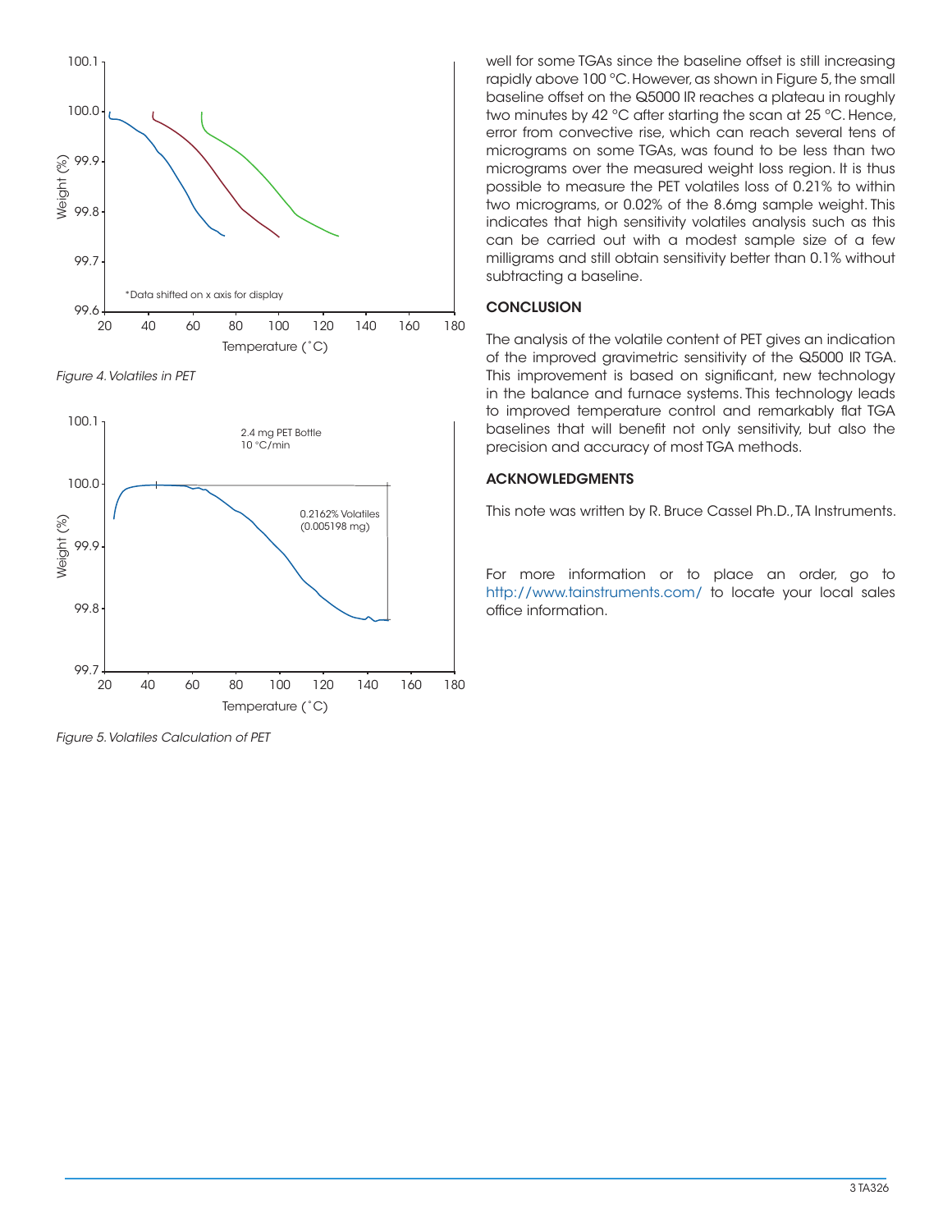100.1
100.0
99.9
99.8
99.7
99.6
Weight (%)
*Data shifted on x axis for display
20 40 60 80 100 120 140 160 180
Temperature (˚C)

*Figure 4. Volatiles in PET*

100.1
100.0
99.9
99.8
99.7
Weight (%)
2.4 mg PET Bottle
10 °C/min
0.2162% Volatiles
(0.005198 mg)
20 40 60 80 100 120 140 160 180
Temperature (˚C)

*Figure 5. Volatiles Calculation of PET*

well for some TGAs since the baseline offset is still increasing rapidly above 100 °C. However, as shown in Figure 5, the small baseline offset on the Q5000 IR reaches a plateau in roughly two minutes by 42 °C after starting the scan at 25 °C. Hence, error from convective rise, which can reach several tens of micrograms on some TGAs, was found to be less than two micrograms over the measured weight loss region. It is thus possible to measure the PET volatiles loss of 0.21% to within two micrograms, or 0.02% of the 8.6mg sample weight. This indicates that high sensitivity volatiles analysis such as this can be carried out with a modest sample size of a few milligrams and still obtain sensitivity better than 0.1% without subtracting a baseline.

## CONCLUSION

The analysis of the volatile content of PET gives an indication of the improved gravimetric sensitivity of the Q5000 IR TGA. This improvement is based on significant, new technology in the balance and furnace systems. This technology leads to improved temperature control and remarkably flat TGA baselines that will benefit not only sensitivity, but also the precision and accuracy of most TGA methods.

## ACKNOWLEDGMENTS

This note was written by R. Bruce Cassel Ph.D., TA Instruments.

For more information or to place an order, go to http://www.tainstruments.com/ to locate your local sales office information.